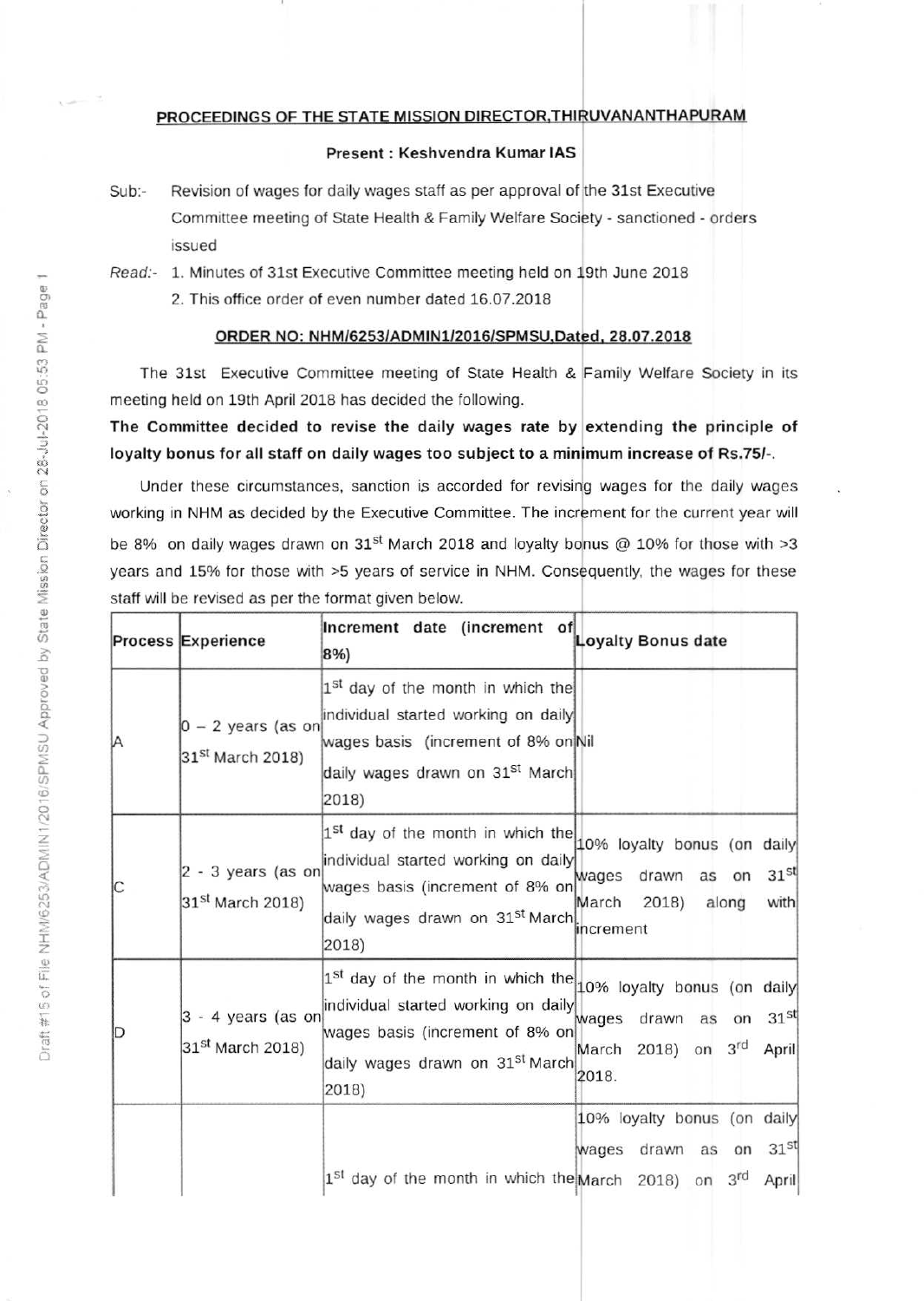## PROCEEDINGS OF THE STATE MISSION DIRECTOR,THIRUVANANTHAPURAM

**Present : Keshvendra Kumar IAS**

Sub:- Revision of wages for daily wages staff as per approval of the 31st Executive Committee meeting of State Health & Family Welfare Society - sanctioned - orders issued

*Read:-* 1. Minutes of 31st Executive Committee meeting held on 19th June 2018

2. This office order of even number dated 16.07.2018

**ORDER NO: NHM/6253/ADMIN1/2016/SPMSU,Dated, 28.07.2018**

The 31st Executive Committee meeting of State Health & Family Welfare Society in its meeting held on 19th April 2018 has decided the following.

**The Committee decided to revise the daily wages rate by extending the principle of loyalty bonus for all staff on daily wages too subject to a minimum increase of Rs.75/-.**

Under these circumstances, sanction is accorded for revising wages for the daily wages working in NHM as decided by the Executive Committee. The increment for the current year will be 8% on daily wages drawn on 31st March 2018 and loyalty bonus @ 10% for those with >3 years and 15% for those with >5 years of service in NHM. Consequently, the wages for these staff will be revised as per the format given below.

| Process | Experience | Increment date (increment of 8%) | Loyalty Bonus date |
|---|---|---|---|
| A | 0 – 2 years (as on 31st March 2018) | 1st day of the month in which the individual started working on daily wages basis (increment of 8% on daily wages drawn on 31st March 2018) | Nil |
| C | 2 - 3 years (as on 31st March 2018) | 1st day of the month in which the individual started working on daily wages basis (increment of 8% on daily wages drawn on 31st March 2018) | 10% loyalty bonus (on daily wages drawn as on 31st March 2018) along with increment |
| D | 3 - 4 years (as on 31st March 2018) | 1st day of the month in which the individual started working on daily wages basis (increment of 8% on daily wages drawn on 31st March 2018) | 10% loyalty bonus (on daily wages drawn as on 31st March 2018) on 3rd April 2018. |
| | | 1st day of the month in which the | 10% loyalty bonus (on daily wages drawn as on 31st March 2018) on 3rd April |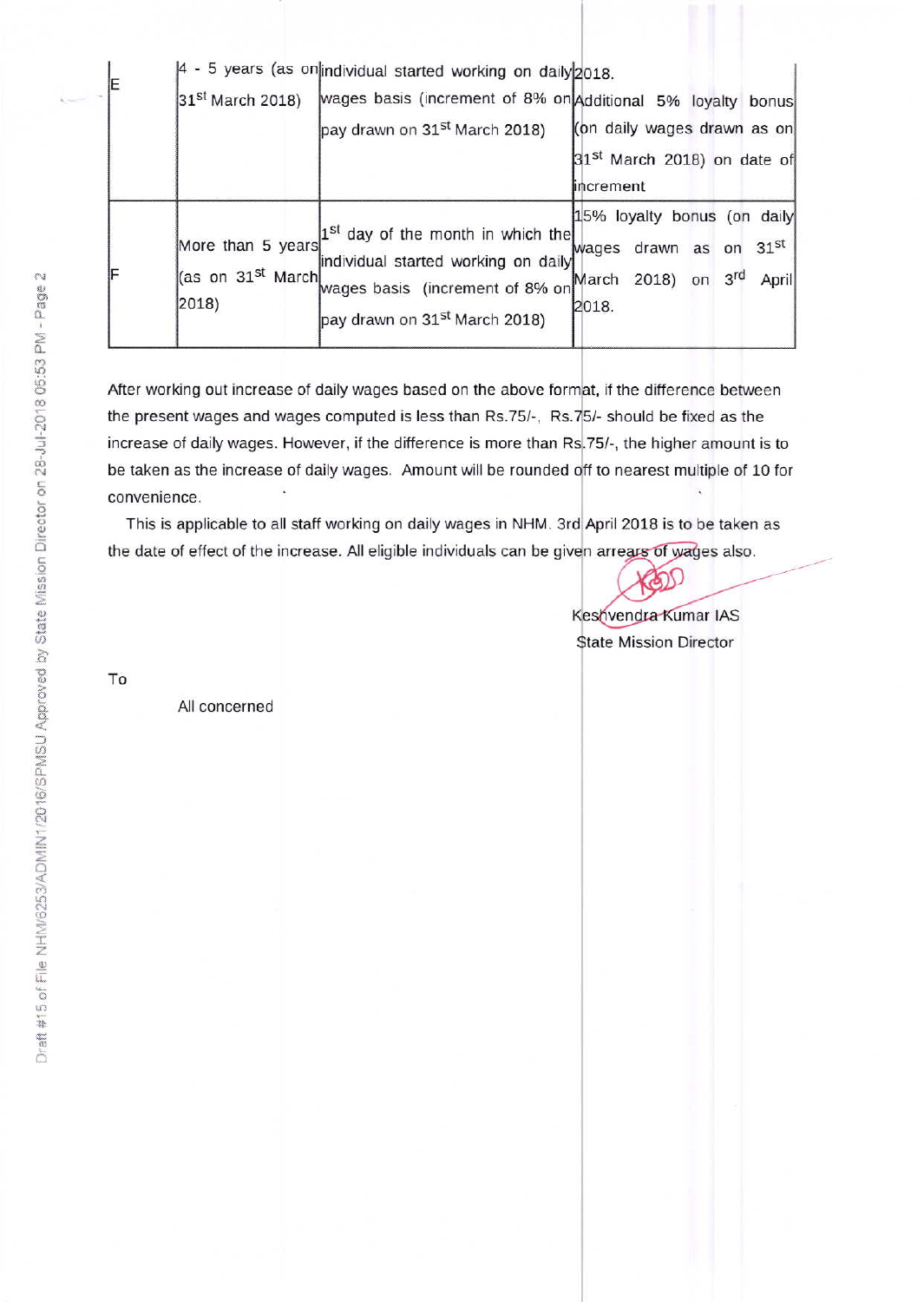| | | | |
|---|---|---|---|
| E | 4 - 5 years (as on 31st March 2018) | individual started working on daily wages basis (increment of 8% on pay drawn on 31st March 2018) | 2018. Additional 5% loyalty bonus (on daily wages drawn as on 31st March 2018) on date of increment |
| F | More than 5 years (as on 31st March 2018) | 1st day of the month in which the individual started working on daily wages basis (increment of 8% on pay drawn on 31st March 2018) | 15% loyalty bonus (on daily wages drawn as on 31st March 2018) on 3rd April 2018. |

After working out increase of daily wages based on the above format, if the difference between the present wages and wages computed is less than Rs.75/-, Rs.75/- should be fixed as the increase of daily wages. However, if the difference is more than Rs.75/-, the higher amount is to be taken as the increase of daily wages. Amount will be rounded off to nearest multiple of 10 for convenience.

This is applicable to all staff working on daily wages in NHM. 3rd April 2018 is to be taken as the date of effect of the increase. All eligible individuals can be given arrears of wages also.

Keshvendra Kumar IAS
State Mission Director

To

All concerned